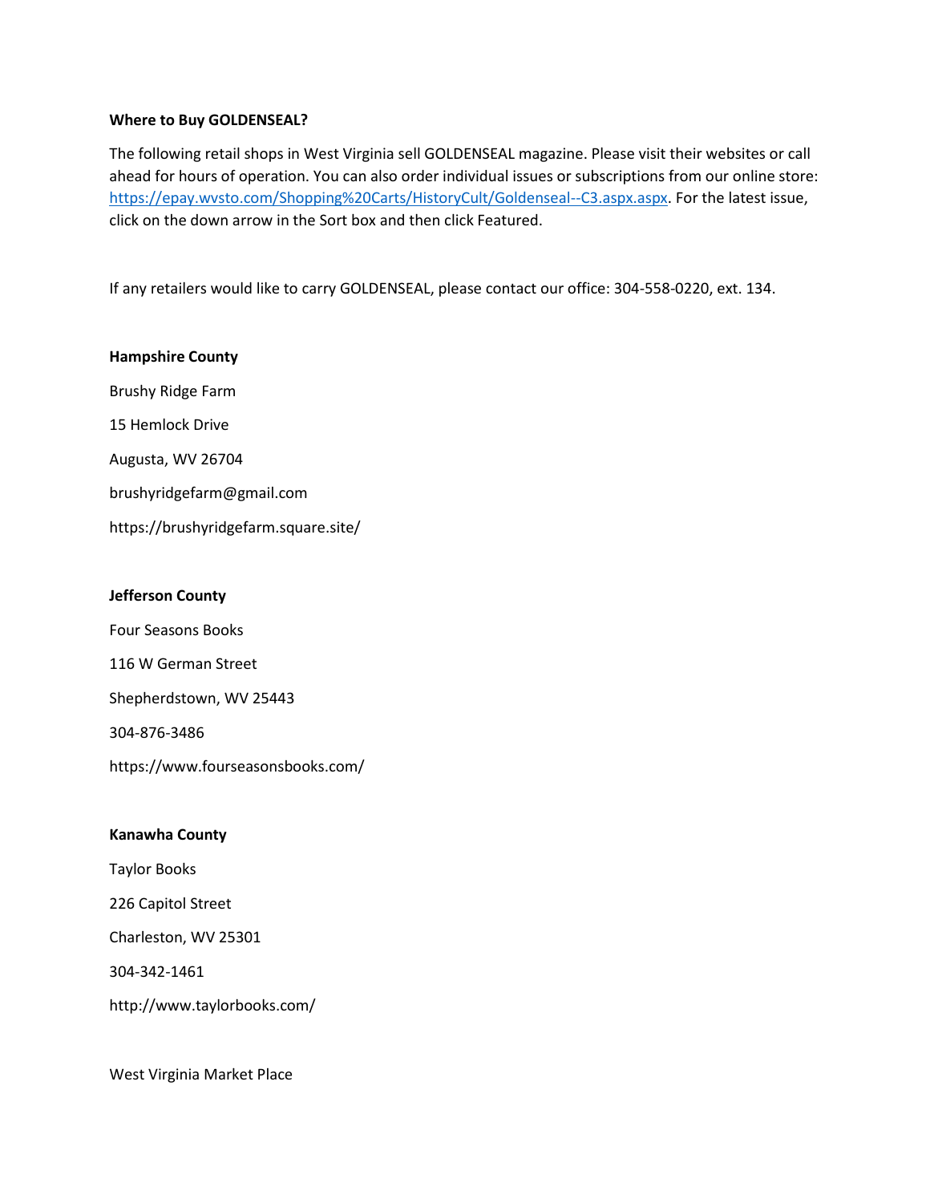**Where to Buy GOLDENSEAL?**

The following retail shops in West Virginia sell GOLDENSEAL magazine. Please visit their websites or call ahead for hours of operation. You can also order individual issues or subscriptions from our online store: https://epay.wvsto.com/Shopping%20Carts/HistoryCult/Goldenseal--C3.aspx.aspx. For the latest issue, click on the down arrow in the Sort box and then click Featured.

If any retailers would like to carry GOLDENSEAL, please contact our office: 304-558-0220, ext. 134.

**Hampshire County**

Brushy Ridge Farm

15 Hemlock Drive

Augusta, WV 26704

brushyridgefarm@gmail.com

https://brushyridgefarm.square.site/

**Jefferson County**

Four Seasons Books

116 W German Street

Shepherdstown, WV 25443

304-876-3486

https://www.fourseasonsbooks.com/

**Kanawha County**

Taylor Books

226 Capitol Street

Charleston, WV 25301

304-342-1461

http://www.taylorbooks.com/

West Virginia Market Place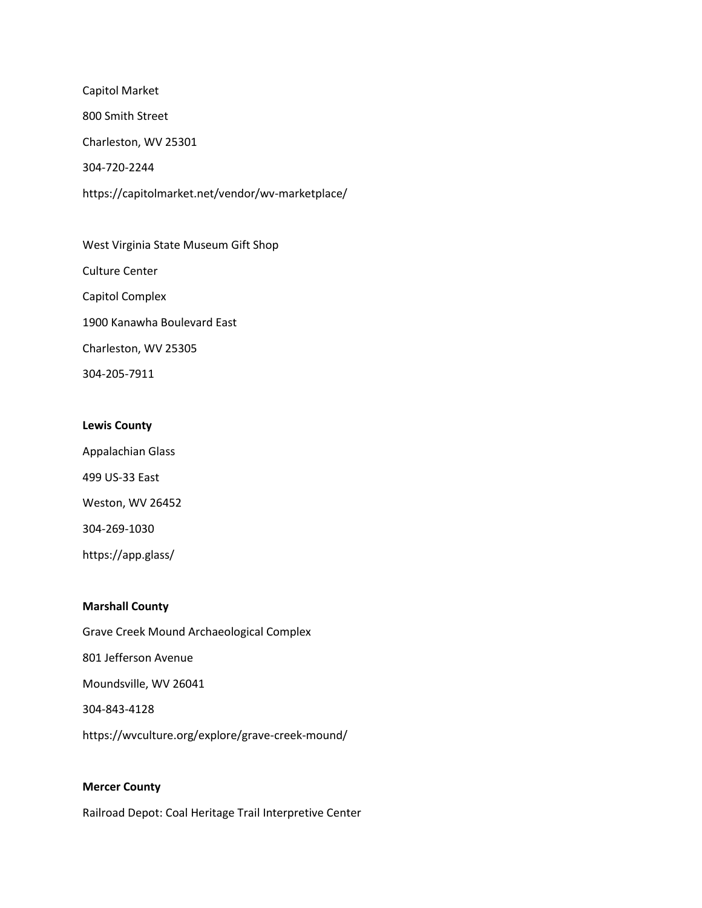Capitol Market

800 Smith Street

Charleston, WV 25301

304-720-2244

https://capitolmarket.net/vendor/wv-marketplace/

West Virginia State Museum Gift Shop

Culture Center

Capitol Complex

1900 Kanawha Boulevard East

Charleston, WV 25305

304-205-7911

**Lewis County**

Appalachian Glass

499 US-33 East

Weston, WV 26452

304-269-1030

https://app.glass/

**Marshall County**

Grave Creek Mound Archaeological Complex

801 Jefferson Avenue

Moundsville, WV 26041

304-843-4128

https://wvculture.org/explore/grave-creek-mound/

**Mercer County**

Railroad Depot: Coal Heritage Trail Interpretive Center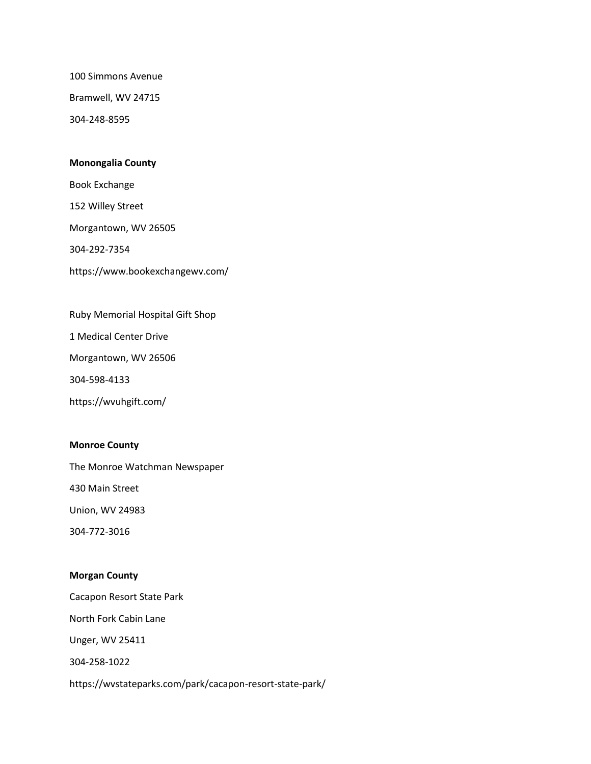100 Simmons Avenue

Bramwell, WV 24715

304-248-8595

**Monongalia County**

Book Exchange

152 Willey Street

Morgantown, WV 26505

304-292-7354

https://www.bookexchangewv.com/

Ruby Memorial Hospital Gift Shop

1 Medical Center Drive

Morgantown, WV 26506

304-598-4133

https://wvuhgift.com/

**Monroe County**

The Monroe Watchman Newspaper

430 Main Street

Union, WV 24983

304-772-3016

**Morgan County**

Cacapon Resort State Park

North Fork Cabin Lane

Unger, WV 25411

304-258-1022

https://wvstateparks.com/park/cacapon-resort-state-park/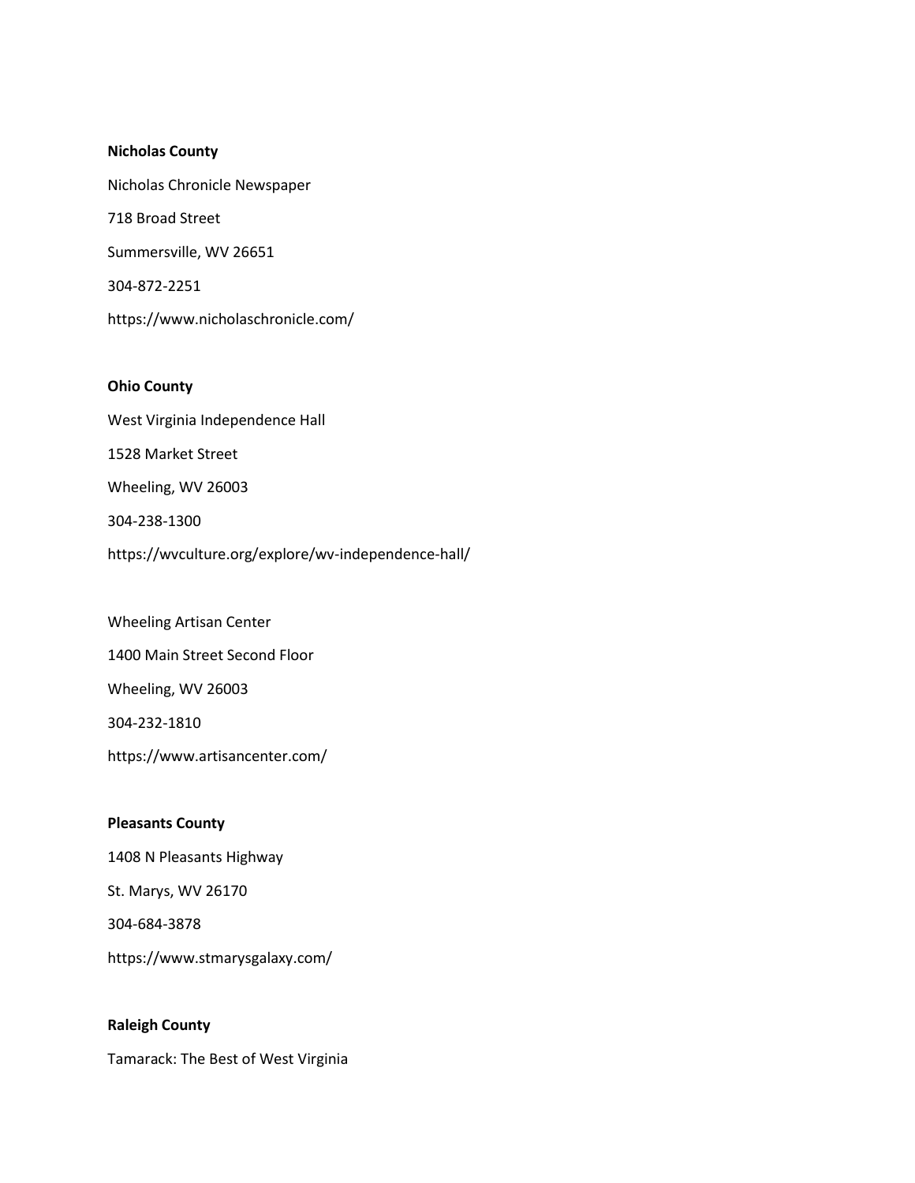**Nicholas County**

Nicholas Chronicle Newspaper

718 Broad Street

Summersville, WV 26651

304-872-2251

https://www.nicholaschronicle.com/

**Ohio County**

West Virginia Independence Hall

1528 Market Street

Wheeling, WV 26003

304-238-1300

https://wvculture.org/explore/wv-independence-hall/

Wheeling Artisan Center

1400 Main Street Second Floor

Wheeling, WV 26003

304-232-1810

https://www.artisancenter.com/

**Pleasants County**

1408 N Pleasants Highway

St. Marys, WV 26170

304-684-3878

https://www.stmarysgalaxy.com/

**Raleigh County**

Tamarack: The Best of West Virginia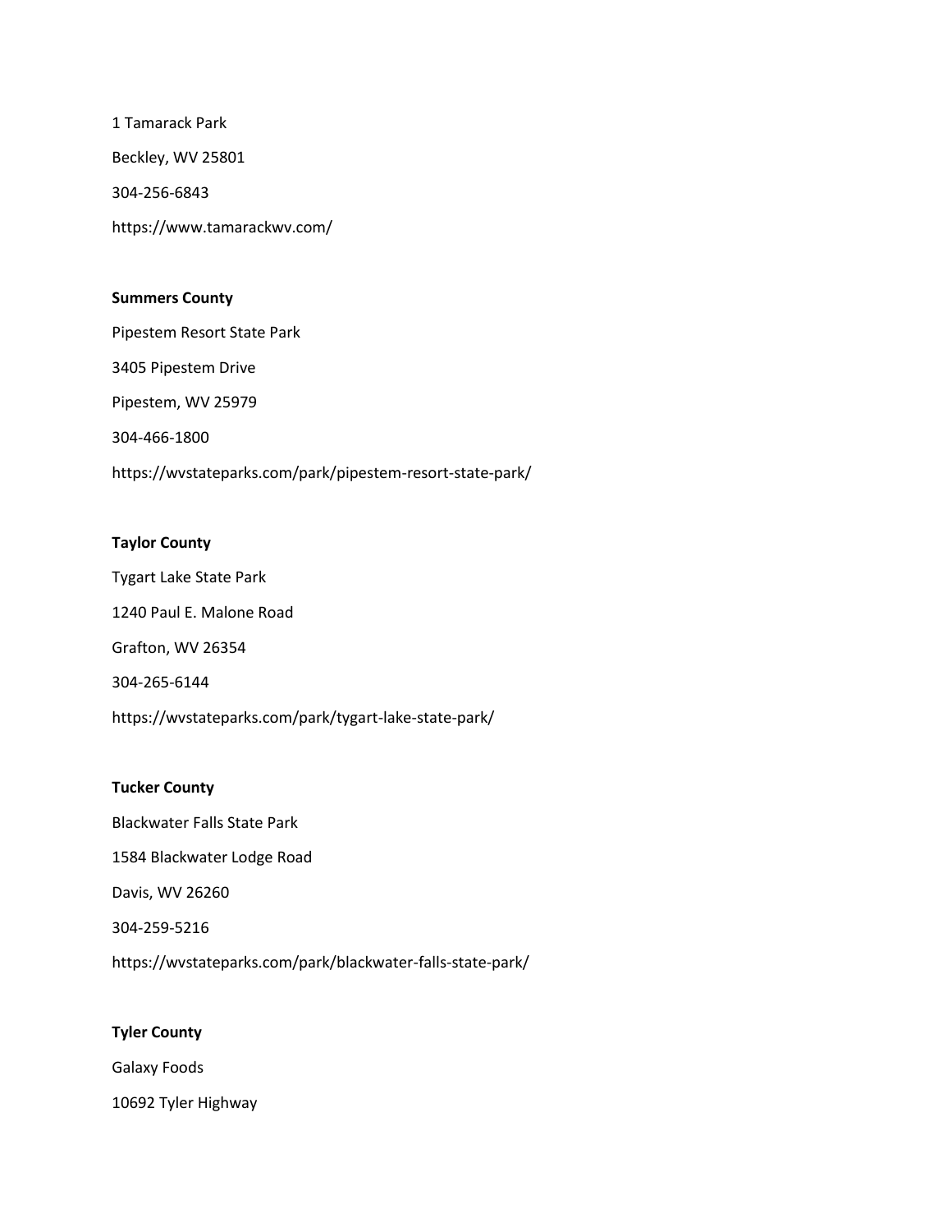1 Tamarack Park

Beckley, WV 25801

304-256-6843

https://www.tamarackwv.com/

**Summers County**

Pipestem Resort State Park

3405 Pipestem Drive

Pipestem, WV 25979

304-466-1800

https://wvstateparks.com/park/pipestem-resort-state-park/

**Taylor County**

Tygart Lake State Park

1240 Paul E. Malone Road

Grafton, WV 26354

304-265-6144

https://wvstateparks.com/park/tygart-lake-state-park/

**Tucker County**

Blackwater Falls State Park

1584 Blackwater Lodge Road

Davis, WV 26260

304-259-5216

https://wvstateparks.com/park/blackwater-falls-state-park/

**Tyler County**

Galaxy Foods

10692 Tyler Highway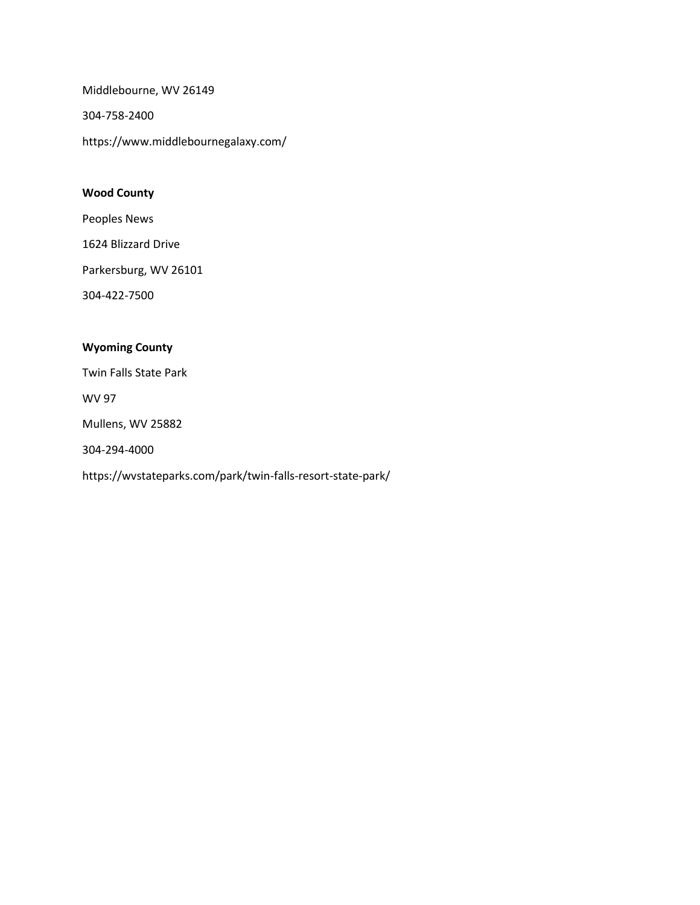Middlebourne, WV 26149

304-758-2400

https://www.middlebournegalaxy.com/

**Wood County**

Peoples News

1624 Blizzard Drive

Parkersburg, WV 26101

304-422-7500

**Wyoming County**

Twin Falls State Park

WV 97

Mullens, WV 25882

304-294-4000

https://wvstateparks.com/park/twin-falls-resort-state-park/